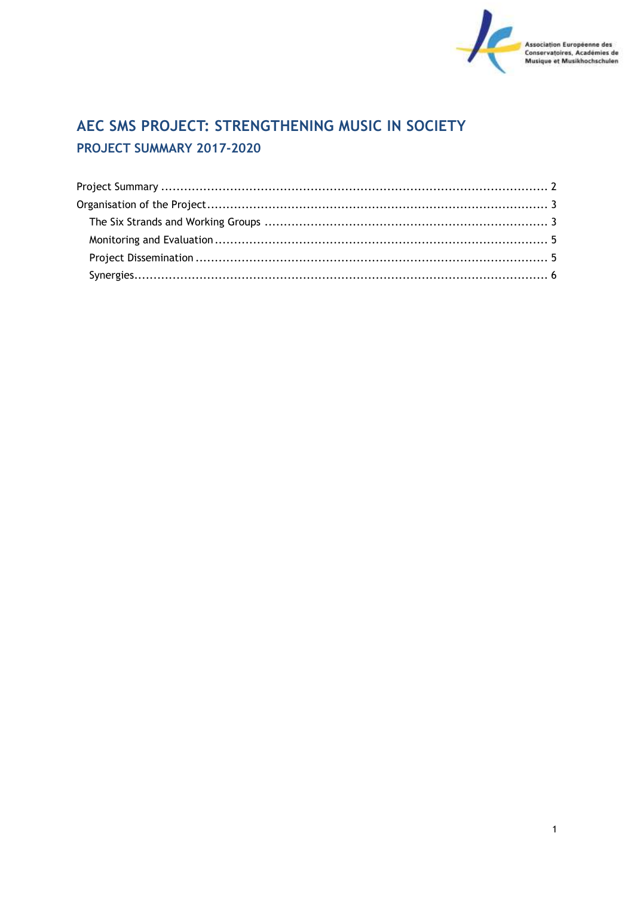Association Européenne des Conservatoires, Académies de Musique et Musikhochschulen

# AEC SMS PROJECT: STRENGTHENING MUSIC IN SOCIETY

## PROJECT SUMMARY 2017-2020

Project Summary ..... 2

Organisation of the Project ..... 3

- The Six Strands and Working Groups ..... 3
- Monitoring and Evaluation ..... 5
- Project Dissemination ..... 5
- Synergies ..... 6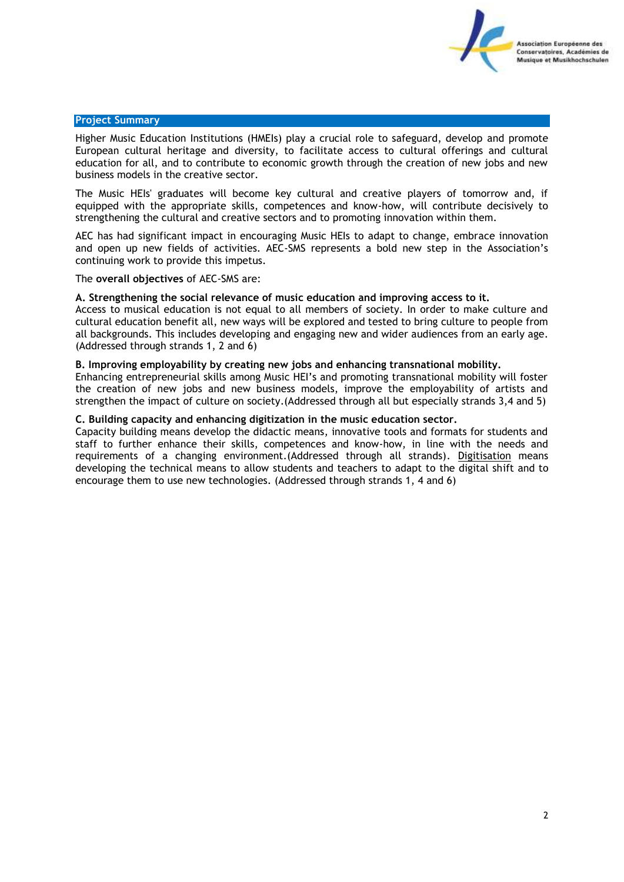## Project Summary

Higher Music Education Institutions (HMEIs) play a crucial role to safeguard, develop and promote European cultural heritage and diversity, to facilitate access to cultural offerings and cultural education for all, and to contribute to economic growth through the creation of new jobs and new business models in the creative sector.

The Music HEIs' graduates will become key cultural and creative players of tomorrow and, if equipped with the appropriate skills, competences and know-how, will contribute decisively to strengthening the cultural and creative sectors and to promoting innovation within them.

AEC has had significant impact in encouraging Music HEIs to adapt to change, embrace innovation and open up new fields of activities. AEC-SMS represents a bold new step in the Association's continuing work to provide this impetus.

The **overall objectives** of AEC-SMS are:

**A. Strengthening the social relevance of music education and improving access to it.**
Access to musical education is not equal to all members of society. In order to make culture and cultural education benefit all, new ways will be explored and tested to bring culture to people from all backgrounds. This includes developing and engaging new and wider audiences from an early age. (Addressed through strands 1, 2 and 6)

**B. Improving employability by creating new jobs and enhancing transnational mobility.**
Enhancing entrepreneurial skills among Music HEI's and promoting transnational mobility will foster the creation of new jobs and new business models, improve the employability of artists and strengthen the impact of culture on society.(Addressed through all but especially strands 3,4 and 5)

**C. Building capacity and enhancing digitization in the music education sector.**
Capacity building means develop the didactic means, innovative tools and formats for students and staff to further enhance their skills, competences and know-how, in line with the needs and requirements of a changing environment.(Addressed through all strands). Digitisation means developing the technical means to allow students and teachers to adapt to the digital shift and to encourage them to use new technologies. (Addressed through strands 1, 4 and 6)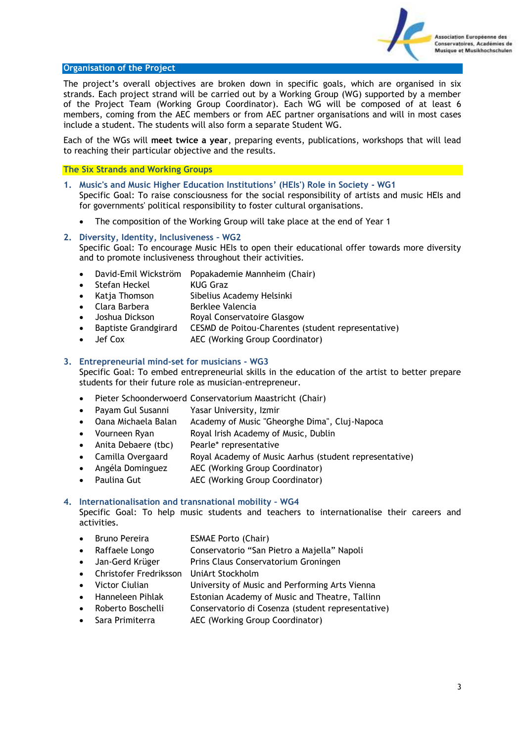## Organisation of the Project

The project's overall objectives are broken down in specific goals, which are organised in six strands. Each project strand will be carried out by a Working Group (WG) supported by a member of the Project Team (Working Group Coordinator). Each WG will be composed of at least 6 members, coming from the AEC members or from AEC partner organisations and will in most cases include a student. The students will also form a separate Student WG.

Each of the WGs will **meet twice a year**, preparing events, publications, workshops that will lead to reaching their particular objective and the results.

## The Six Strands and Working Groups

### 1. Music's and Music Higher Education Institutions' (HEIs') Role in Society - WG1

Specific Goal: To raise consciousness for the social responsibility of artists and music HEIs and for governments' political responsibility to foster cultural organisations.

- The composition of the Working Group will take place at the end of Year 1

### 2. Diversity, Identity, Inclusiveness - WG2

Specific Goal: To encourage Music HEIs to open their educational offer towards more diversity and to promote inclusiveness throughout their activities.

- David-Emil Wickström — Popakademie Mannheim (Chair)
- Stefan Heckel — KUG Graz
- Katja Thomson — Sibelius Academy Helsinki
- Clara Barbera — Berklee Valencia
- Joshua Dickson — Royal Conservatoire Glasgow
- Baptiste Grandgirard — CESMD de Poitou-Charentes (student representative)
- Jef Cox — AEC (Working Group Coordinator)

### 3. Entrepreneurial mind-set for musicians - WG3

Specific Goal: To embed entrepreneurial skills in the education of the artist to better prepare students for their future role as musician-entrepreneur.

- Pieter Schoonderwoerd — Conservatorium Maastricht (Chair)
- Payam Gul Susanni — Yasar University, Izmir
- Oana Michaela Balan — Academy of Music "Gheorghe Dima", Cluj-Napoca
- Vourneen Ryan — Royal Irish Academy of Music, Dublin
- Anita Debaere (tbc) — Pearle* representative
- Camilla Overgaard — Royal Academy of Music Aarhus (student representative)
- Angéla Dominguez — AEC (Working Group Coordinator)
- Paulina Gut — AEC (Working Group Coordinator)

### 4. Internationalisation and transnational mobility - WG4

Specific Goal: To help music students and teachers to internationalise their careers and activities.

- Bruno Pereira — ESMAE Porto (Chair)
- Raffaele Longo — Conservatorio "San Pietro a Majella" Napoli
- Jan-Gerd Krüger — Prins Claus Conservatorium Groningen
- Christofer Fredriksson — UniArt Stockholm
- Victor Ciulian — University of Music and Performing Arts Vienna
- Hanneleen Pihlak — Estonian Academy of Music and Theatre, Tallinn
- Roberto Boschelli — Conservatorio di Cosenza (student representative)
- Sara Primiterra — AEC (Working Group Coordinator)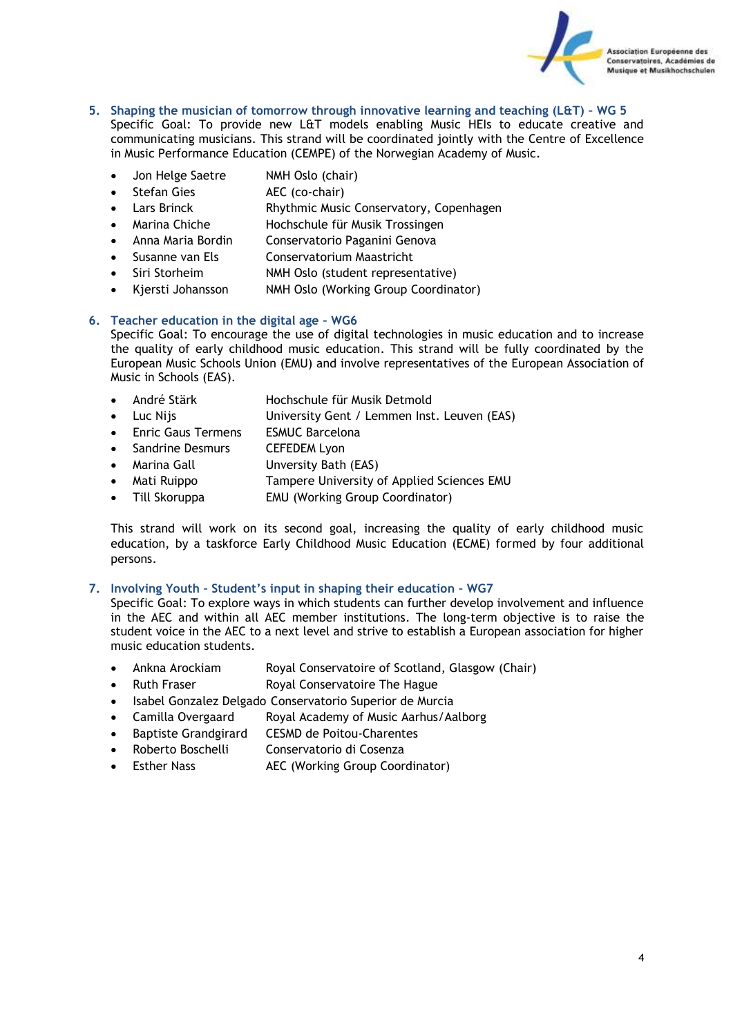5. **Shaping the musician of tomorrow through innovative learning and teaching (L&T) – WG 5**
Specific Goal: To provide new L&T models enabling Music HEIs to educate creative and communicating musicians. This strand will be coordinated jointly with the Centre of Excellence in Music Performance Education (CEMPE) of the Norwegian Academy of Music.

- Jon Helge Saetre — NMH Oslo (chair)
- Stefan Gies — AEC (co-chair)
- Lars Brinck — Rhythmic Music Conservatory, Copenhagen
- Marina Chiche — Hochschule für Musik Trossingen
- Anna Maria Bordin — Conservatorio Paganini Genova
- Susanne van Els — Conservatorium Maastricht
- Siri Storheim — NMH Oslo (student representative)
- Kjersti Johansson — NMH Oslo (Working Group Coordinator)

6. **Teacher education in the digital age – WG6**
Specific Goal: To encourage the use of digital technologies in music education and to increase the quality of early childhood music education. This strand will be fully coordinated by the European Music Schools Union (EMU) and involve representatives of the European Association of Music in Schools (EAS).

- André Stärk — Hochschule für Musik Detmold
- Luc Nijs — University Gent / Lemmen Inst. Leuven (EAS)
- Enric Gaus Termens — ESMUC Barcelona
- Sandrine Desmurs — CEFEDEM Lyon
- Marina Gall — Unversity Bath (EAS)
- Mati Ruippo — Tampere University of Applied Sciences EMU
- Till Skoruppa — EMU (Working Group Coordinator)

This strand will work on its second goal, increasing the quality of early childhood music education, by a taskforce Early Childhood Music Education (ECME) formed by four additional persons.

7. **Involving Youth - Student's input in shaping their education – WG7**
Specific Goal: To explore ways in which students can further develop involvement and influence in the AEC and within all AEC member institutions. The long-term objective is to raise the student voice in the AEC to a next level and strive to establish a European association for higher music education students.

- Ankna Arockiam — Royal Conservatoire of Scotland, Glasgow (Chair)
- Ruth Fraser — Royal Conservatoire The Hague
- Isabel Gonzalez Delgado — Conservatorio Superior de Murcia
- Camilla Overgaard — Royal Academy of Music Aarhus/Aalborg
- Baptiste Grandgirard — CESMD de Poitou-Charentes
- Roberto Boschelli — Conservatorio di Cosenza
- Esther Nass — AEC (Working Group Coordinator)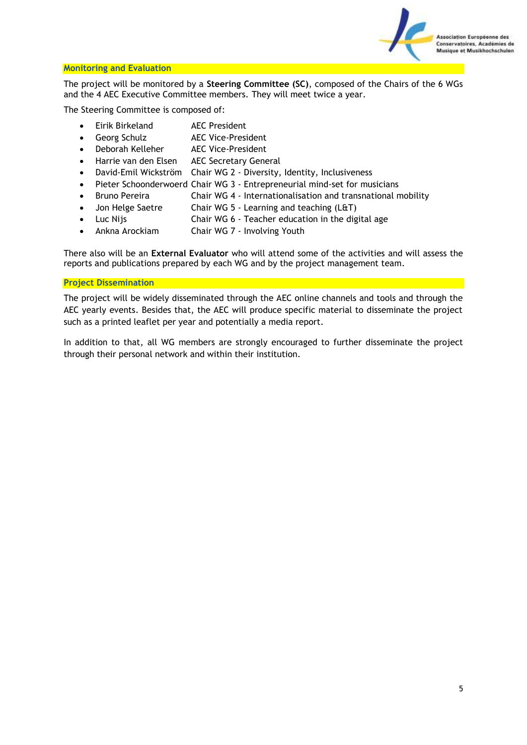## Monitoring and Evaluation

The project will be monitored by a **Steering Committee (SC)**, composed of the Chairs of the 6 WGs and the 4 AEC Executive Committee members. They will meet twice a year.

The Steering Committee is composed of:

- Eirik Birkeland AEC President
- Georg Schulz AEC Vice-President
- Deborah Kelleher AEC Vice-President
- Harrie van den Elsen AEC Secretary General
- David-Emil Wickström Chair WG 2 - Diversity, Identity, Inclusiveness
- Pieter Schoonderwoerd Chair WG 3 - Entrepreneurial mind-set for musicians
- Bruno Pereira Chair WG 4 - Internationalisation and transnational mobility
- Jon Helge Saetre Chair WG 5 - Learning and teaching (L&T)
- Luc Nijs Chair WG 6 - Teacher education in the digital age
- Ankna Arockiam Chair WG 7 - Involving Youth

There also will be an **External Evaluator** who will attend some of the activities and will assess the reports and publications prepared by each WG and by the project management team.

## Project Dissemination

The project will be widely disseminated through the AEC online channels and tools and through the AEC yearly events. Besides that, the AEC will produce specific material to disseminate the project such as a printed leaflet per year and potentially a media report.

In addition to that, all WG members are strongly encouraged to further disseminate the project through their personal network and within their institution.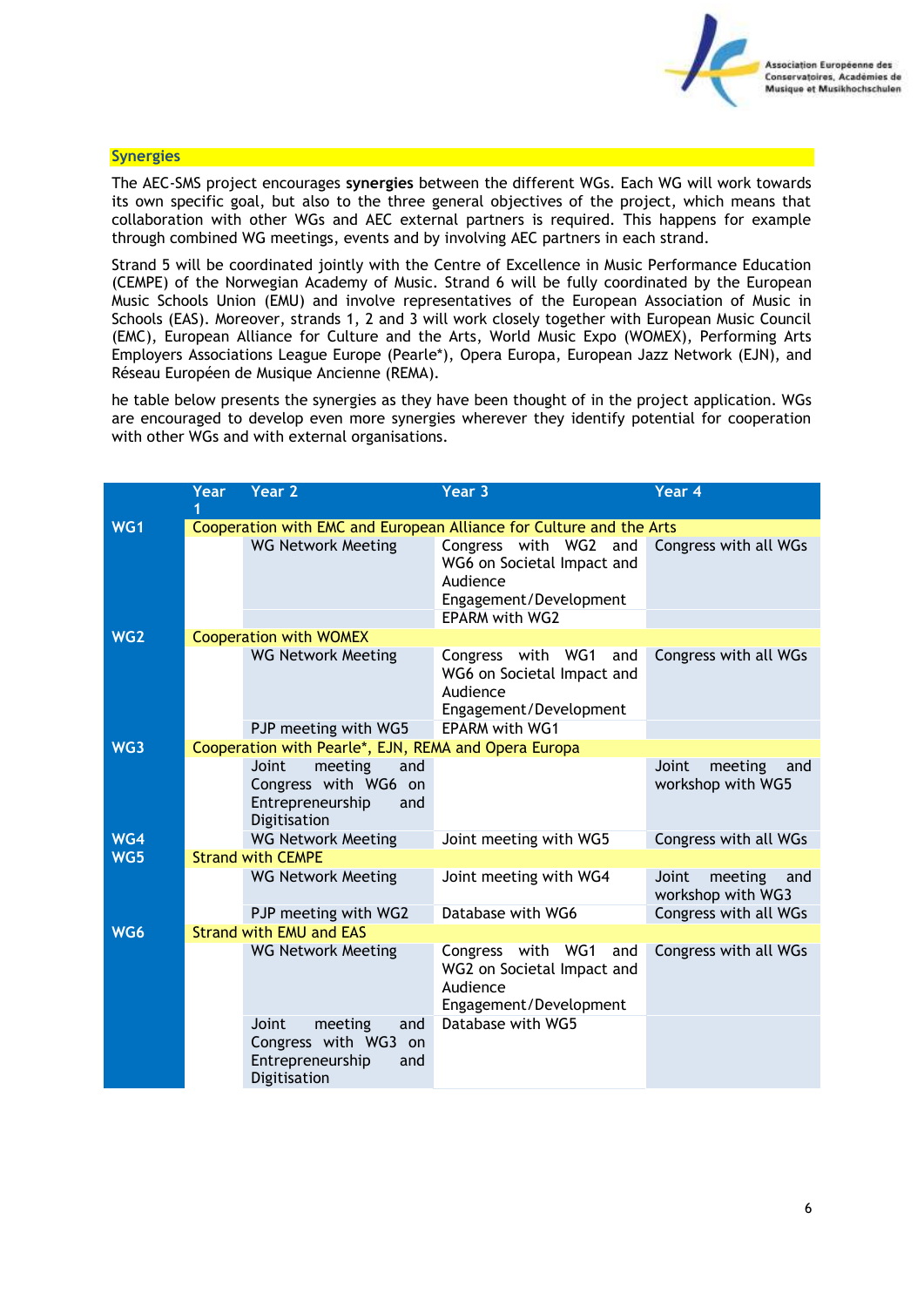## Synergies

The AEC-SMS project encourages **synergies** between the different WGs. Each WG will work towards its own specific goal, but also to the three general objectives of the project, which means that collaboration with other WGs and AEC external partners is required. This happens for example through combined WG meetings, events and by involving AEC partners in each strand.

Strand 5 will be coordinated jointly with the Centre of Excellence in Music Performance Education (CEMPE) of the Norwegian Academy of Music. Strand 6 will be fully coordinated by the European Music Schools Union (EMU) and involve representatives of the European Association of Music in Schools (EAS). Moreover, strands 1, 2 and 3 will work closely together with European Music Council (EMC), European Alliance for Culture and the Arts, World Music Expo (WOMEX), Performing Arts Employers Associations League Europe (Pearle*), Opera Europa, European Jazz Network (EJN), and Réseau Européen de Musique Ancienne (REMA).

he table below presents the synergies as they have been thought of in the project application. WGs are encouraged to develop even more synergies wherever they identify potential for cooperation with other WGs and with external organisations.

| | Year 1 | Year 2 | Year 3 | Year 4 |
|---|---|---|---|---|
| WG1 | Cooperation with EMC and European Alliance for Culture and the Arts | | | |
| | | WG Network Meeting | Congress with WG2 and WG6 on Societal Impact and Audience Engagement/Development | Congress with all WGs |
| | | | EPARM with WG2 | |
| WG2 | Cooperation with WOMEX | | | |
| | | WG Network Meeting | Congress with WG1 and WG6 on Societal Impact and Audience Engagement/Development | Congress with all WGs |
| | | PJP meeting with WG5 | EPARM with WG1 | |
| WG3 | Cooperation with Pearle*, EJN, REMA and Opera Europa | | | |
| | | Joint meeting and Congress with WG6 on Entrepreneurship and Digitisation | | Joint meeting and workshop with WG5 |
| WG4 | | WG Network Meeting | Joint meeting with WG5 | Congress with all WGs |
| WG5 | Strand with CEMPE | | | |
| | | WG Network Meeting | Joint meeting with WG4 | Joint meeting and workshop with WG3 |
| | | PJP meeting with WG2 | Database with WG6 | Congress with all WGs |
| WG6 | Strand with EMU and EAS | | | |
| | | WG Network Meeting | Congress with WG1 and WG2 on Societal Impact and Audience Engagement/Development | Congress with all WGs |
| | | Joint meeting and Congress with WG3 on Entrepreneurship and Digitisation | Database with WG5 | |